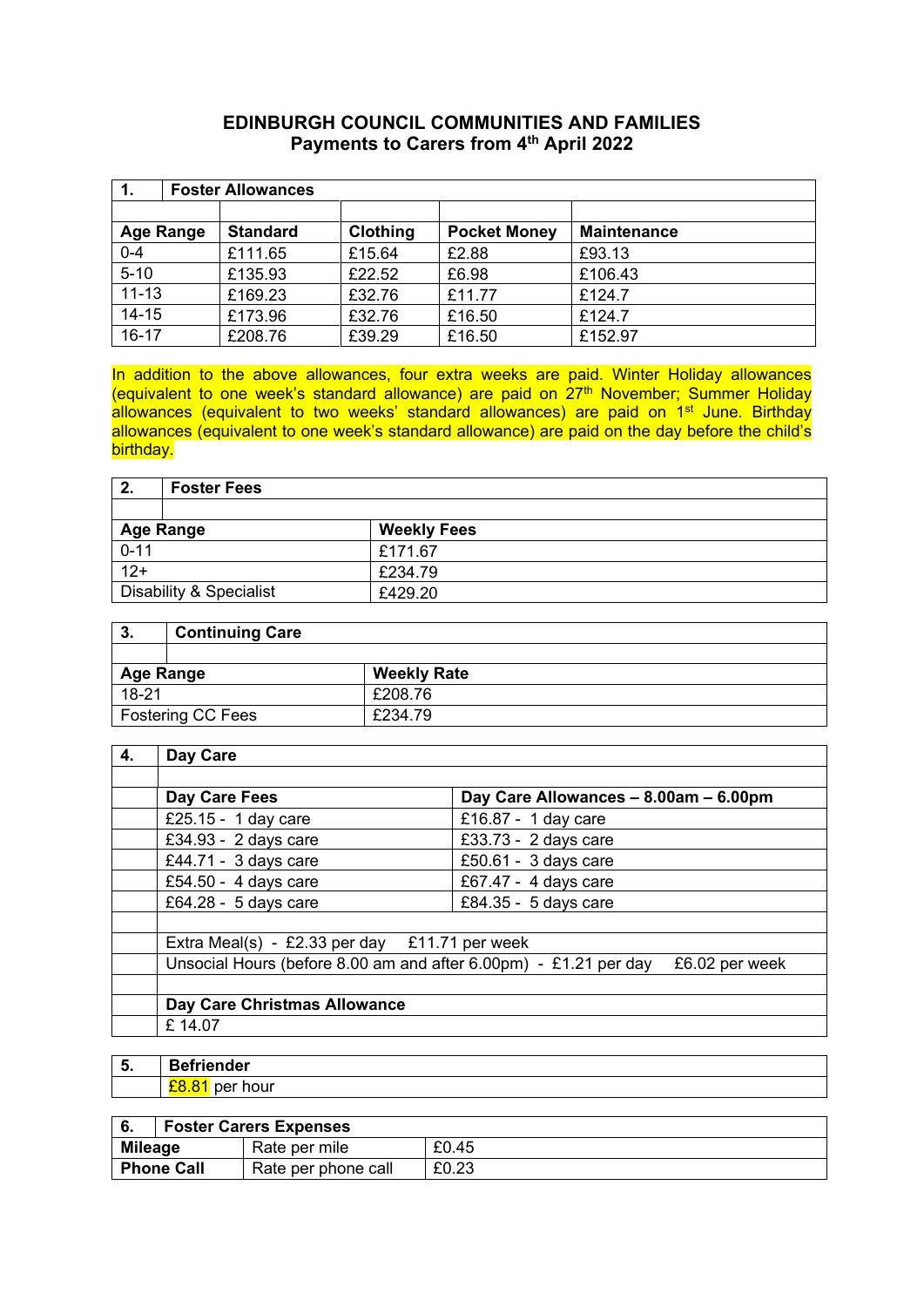# EDINBURGH COUNCIL COMMUNITIES AND FAMILIES
## Payments to Carers from 4th April 2022

| 1. Foster Allowances | | | | |
|---|---|---|---|---|
| **Age Range** | **Standard** | **Clothing** | **Pocket Money** | **Maintenance** |
| 0-4 | £111.65 | £15.64 | £2.88 | £93.13 |
| 5-10 | £135.93 | £22.52 | £6.98 | £106.43 |
| 11-13 | £169.23 | £32.76 | £11.77 | £124.7 |
| 14-15 | £173.96 | £32.76 | £16.50 | £124.7 |
| 16-17 | £208.76 | £39.29 | £16.50 | £152.97 |

In addition to the above allowances, four extra weeks are paid. Winter Holiday allowances (equivalent to one week's standard allowance) are paid on 27th November; Summer Holiday allowances (equivalent to two weeks' standard allowances) are paid on 1st June. Birthday allowances (equivalent to one week's standard allowance) are paid on the day before the child's birthday.

| 2. Foster Fees | |
|---|---|
| **Age Range** | **Weekly Fees** |
| 0-11 | £171.67 |
| 12+ | £234.79 |
| Disability & Specialist | £429.20 |

| 3. Continuing Care | |
|---|---|
| **Age Range** | **Weekly Rate** |
| 18-21 | £208.76 |
| Fostering CC Fees | £234.79 |

| 4. Day Care | |
|---|---|
| **Day Care Fees** | **Day Care Allowances – 8.00am – 6.00pm** |
| £25.15 - 1 day care | £16.87 - 1 day care |
| £34.93 - 2 days care | £33.73 - 2 days care |
| £44.71 - 3 days care | £50.61 - 3 days care |
| £54.50 - 4 days care | £67.47 - 4 days care |
| £64.28 - 5 days care | £84.35 - 5 days care |

Extra Meal(s) - £2.33 per day £11.71 per week

Unsocial Hours (before 8.00 am and after 6.00pm) - £1.21 per day £6.02 per week

**Day Care Christmas Allowance**

£ 14.07

| 5. Befriender |
|---|
| £8.81 per hour |

| 6. Foster Carers Expenses | | |
|---|---|---|
| **Mileage** | Rate per mile | £0.45 |
| **Phone Call** | Rate per phone call | £0.23 |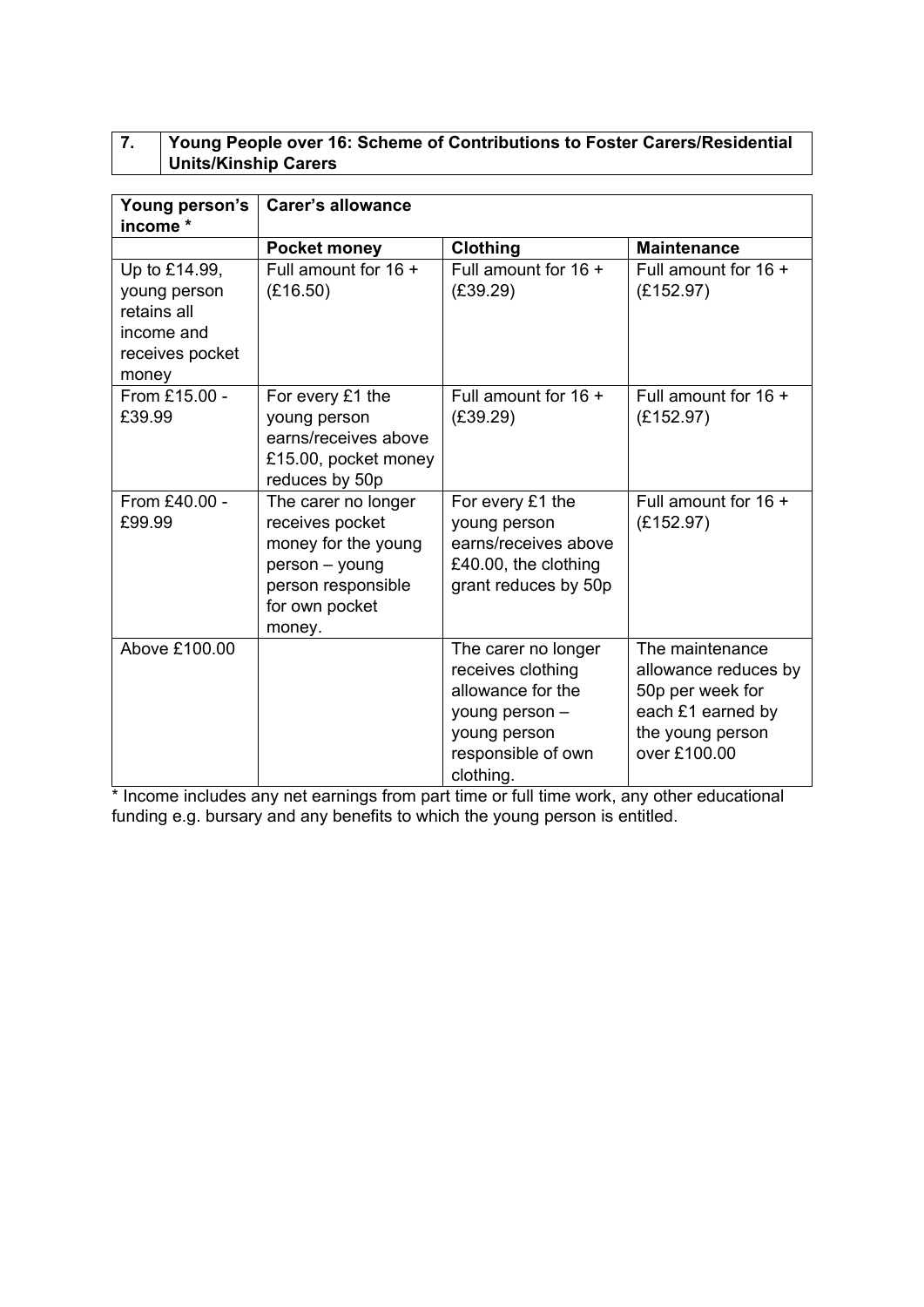## 7. Young People over 16: Scheme of Contributions to Foster Carers/Residential Units/Kinship Carers

| Young person's income * | Carer's allowance | | |
|---|---|---|---|
| | **Pocket money** | **Clothing** | **Maintenance** |
| Up to £14.99, young person retains all income and receives pocket money | Full amount for 16 + (£16.50) | Full amount for 16 + (£39.29) | Full amount for 16 + (£152.97) |
| From £15.00 - £39.99 | For every £1 the young person earns/receives above £15.00, pocket money reduces by 50p | Full amount for 16 + (£39.29) | Full amount for 16 + (£152.97) |
| From £40.00 - £99.99 | The carer no longer receives pocket money for the young person – young person responsible for own pocket money. | For every £1 the young person earns/receives above £40.00, the clothing grant reduces by 50p | Full amount for 16 + (£152.97) |
| Above £100.00 | | The carer no longer receives clothing allowance for the young person – young person responsible of own clothing. | The maintenance allowance reduces by 50p per week for each £1 earned by the young person over £100.00 |

* Income includes any net earnings from part time or full time work, any other educational funding e.g. bursary and any benefits to which the young person is entitled.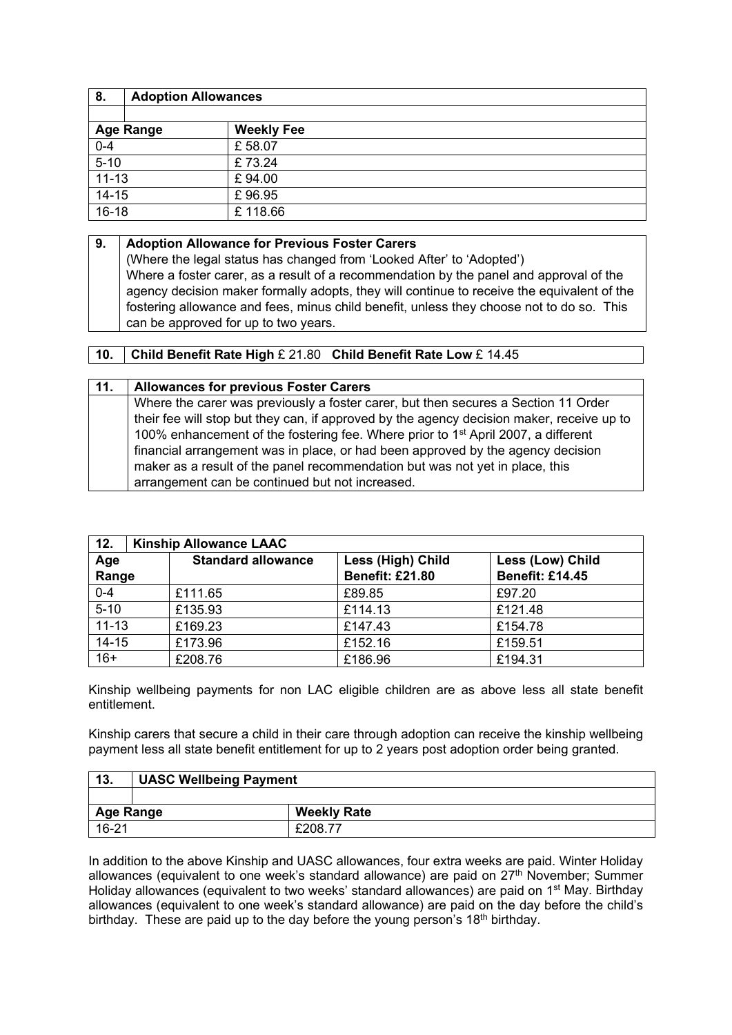| 8. | Adoption Allowances |
|---|---|
| | |
| **Age Range** | **Weekly Fee** |
| 0-4 | £ 58.07 |
| 5-10 | £ 73.24 |
| 11-13 | £ 94.00 |
| 14-15 | £ 96.95 |
| 16-18 | £ 118.66 |

| 9. | Adoption Allowance for Previous Foster Carers |
|---|---|
| | (Where the legal status has changed from 'Looked After' to 'Adopted') Where a foster carer, as a result of a recommendation by the panel and approval of the agency decision maker formally adopts, they will continue to receive the equivalent of the fostering allowance and fees, minus child benefit, unless they choose not to do so. This can be approved for up to two years. |

| 10. | **Child Benefit Rate High** £ 21.80 **Child Benefit Rate Low** £ 14.45 |
|---|---|

| 11. | Allowances for previous Foster Carers |
|---|---|
| | Where the carer was previously a foster carer, but then secures a Section 11 Order their fee will stop but they can, if approved by the agency decision maker, receive up to 100% enhancement of the fostering fee. Where prior to 1st April 2007, a different financial arrangement was in place, or had been approved by the agency decision maker as a result of the panel recommendation but was not yet in place, this arrangement can be continued but not increased. |

| 12. Kinship Allowance LAAC | | | |
|---|---|---|---|
| **Age Range** | **Standard allowance** | **Less (High) Child Benefit: £21.80** | **Less (Low) Child Benefit: £14.45** |
| 0-4 | £111.65 | £89.85 | £97.20 |
| 5-10 | £135.93 | £114.13 | £121.48 |
| 11-13 | £169.23 | £147.43 | £154.78 |
| 14-15 | £173.96 | £152.16 | £159.51 |
| 16+ | £208.76 | £186.96 | £194.31 |

Kinship wellbeing payments for non LAC eligible children are as above less all state benefit entitlement.

Kinship carers that secure a child in their care through adoption can receive the kinship wellbeing payment less all state benefit entitlement for up to 2 years post adoption order being granted.

| 13. | UASC Wellbeing Payment |
|---|---|
| | |
| **Age Range** | **Weekly Rate** |
| 16-21 | £208.77 |

In addition to the above Kinship and UASC allowances, four extra weeks are paid. Winter Holiday allowances (equivalent to one week's standard allowance) are paid on 27th November; Summer Holiday allowances (equivalent to two weeks' standard allowances) are paid on 1st May. Birthday allowances (equivalent to one week's standard allowance) are paid on the day before the child's birthday. These are paid up to the day before the young person's 18th birthday.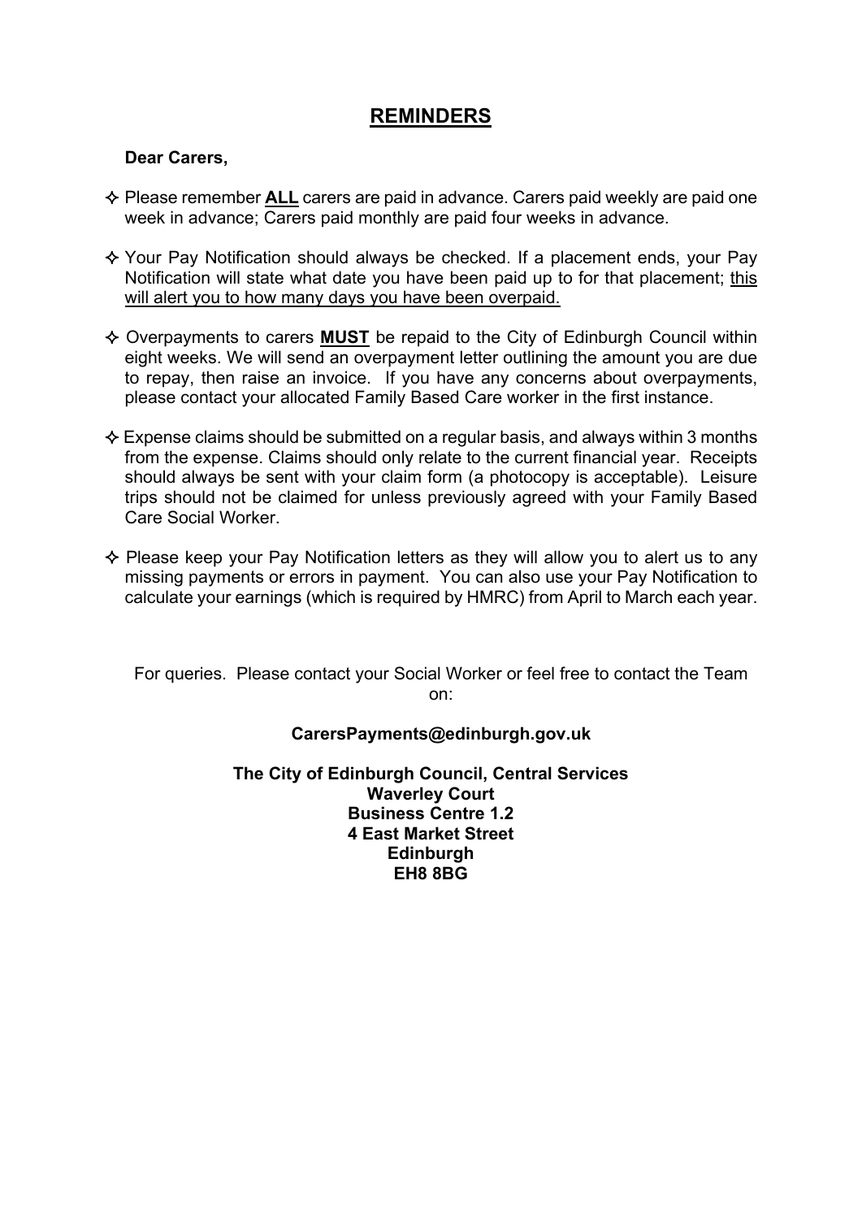# <u>REMINDERS</u>

**Dear Carers,**

- Please remember **<u>ALL</u>** carers are paid in advance. Carers paid weekly are paid one week in advance; Carers paid monthly are paid four weeks in advance.

- Your Pay Notification should always be checked. If a placement ends, your Pay Notification will state what date you have been paid up to for that placement; <u>this will alert you to how many days you have been overpaid.</u>

- Overpayments to carers **<u>MUST</u>** be repaid to the City of Edinburgh Council within eight weeks. We will send an overpayment letter outlining the amount you are due to repay, then raise an invoice. If you have any concerns about overpayments, please contact your allocated Family Based Care worker in the first instance.

- Expense claims should be submitted on a regular basis, and always within 3 months from the expense. Claims should only relate to the current financial year. Receipts should always be sent with your claim form (a photocopy is acceptable). Leisure trips should not be claimed for unless previously agreed with your Family Based Care Social Worker.

- Please keep your Pay Notification letters as they will allow you to alert us to any missing payments or errors in payment. You can also use your Pay Notification to calculate your earnings (which is required by HMRC) from April to March each year.

For queries. Please contact your Social Worker or feel free to contact the Team on:

**CarersPayments@edinburgh.gov.uk**

**The City of Edinburgh Council, Central Services**
**Waverley Court**
**Business Centre 1.2**
**4 East Market Street**
**Edinburgh**
**EH8 8BG**